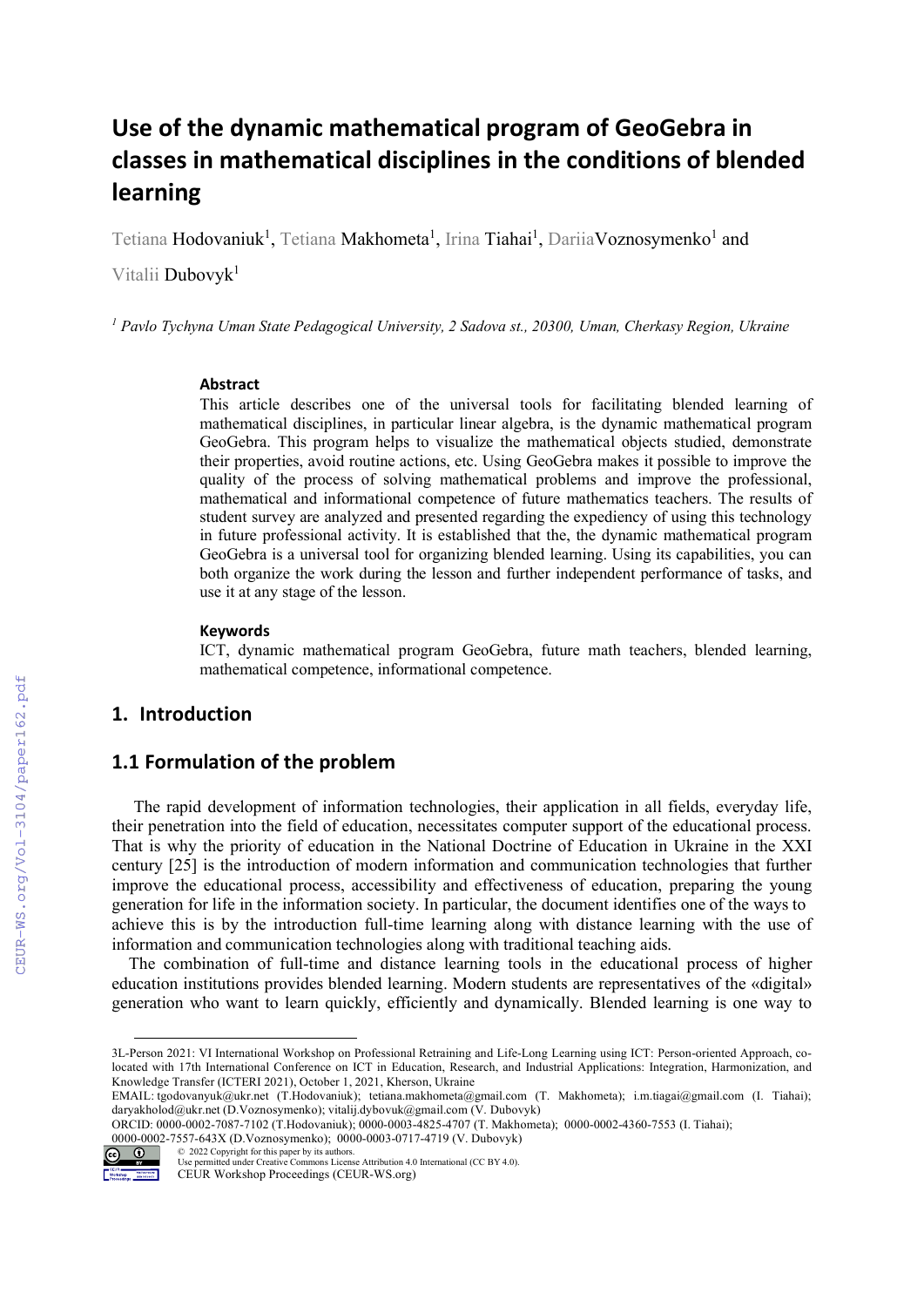# Use of the dynamic mathematical program of GeoGebra in classes in mathematical disciplines in the conditions of blended learning

Tetiana Hodovaniuk[1], Tetiana Makhometa[1], Irina Tiahai[1], DariiaVoznosymenko[1] and Vitalii Dubovyk[1]

[1] *Pavlo Tychyna Uman State Pedagogical University, 2 Sadova st., 20300, Uman, Cherkasy Region, Ukraine*

### Abstract

This article describes one of the universal tools for facilitating blended learning of mathematical disciplines, in particular linear algebra, is the dynamic mathematical program GeoGebra. This program helps to visualize the mathematical objects studied, demonstrate their properties, avoid routine actions, etc. Using GeoGebra makes it possible to improve the quality of the process of solving mathematical problems and improve the professional, mathematical and informational competence of future mathematics teachers. The results of student survey are analyzed and presented regarding the expediency of using this technology in future professional activity. It is established that the, the dynamic mathematical program GeoGebra is a universal tool for organizing blended learning. Using its capabilities, you can both organize the work during the lesson and further independent performance of tasks, and use it at any stage of the lesson.

### Keywords

ICT, dynamic mathematical program GeoGebra, future math teachers, blended learning, mathematical competence, informational competence.

## 1. Introduction

### 1.1 Formulation of the problem

The rapid development of information technologies, their application in all fields, everyday life, their penetration into the field of education, necessitates computer support of the educational process. That is why the priority of education in the National Doctrine of Education in Ukraine in the XXI century [25] is the introduction of modern information and communication technologies that further improve the educational process, accessibility and effectiveness of education, preparing the young generation for life in the information society. In particular, the document identifies one of the ways to achieve this is by the introduction full-time learning along with distance learning with the use of information and communication technologies along with traditional teaching aids.

The combination of full-time and distance learning tools in the educational process of higher education institutions provides blended learning. Modern students are representatives of the «digital» generation who want to learn quickly, efficiently and dynamically. Blended learning is one way to

---

3L-Person 2021: VI International Workshop on Professional Retraining and Life-Long Learning using ICT: Person-oriented Approach, co-located with 17th International Conference on ICT in Education, Research, and Industrial Applications: Integration, Harmonization, and Knowledge Transfer (ICTERI 2021), October 1, 2021, Kherson, Ukraine

EMAIL: tgodovanyuk@ukr.net (T.Hodovaniuk); tetiana.makhometa@gmail.com (T. Makhometa); i.m.tiagai@gmail.com (I. Tiahai); daryakholod@ukr.net (D.Voznosymenko); vitalij.dybovuk@gmail.com (V. Dubovyk)

ORCID: 0000-0002-7087-7102 (T.Hodovaniuk); 0000-0003-4825-4707 (T. Makhometa); 0000-0002-4360-7553 (I. Tiahai); 0000-0002-7557-643X (D.Voznosymenko); 0000-0003-0717-4719 (V. Dubovyk)

© 2022 Copyright for this paper by its authors.
Use permitted under Creative Commons License Attribution 4.0 International (CC BY 4.0).
CEUR Workshop Proceedings (CEUR-WS.org)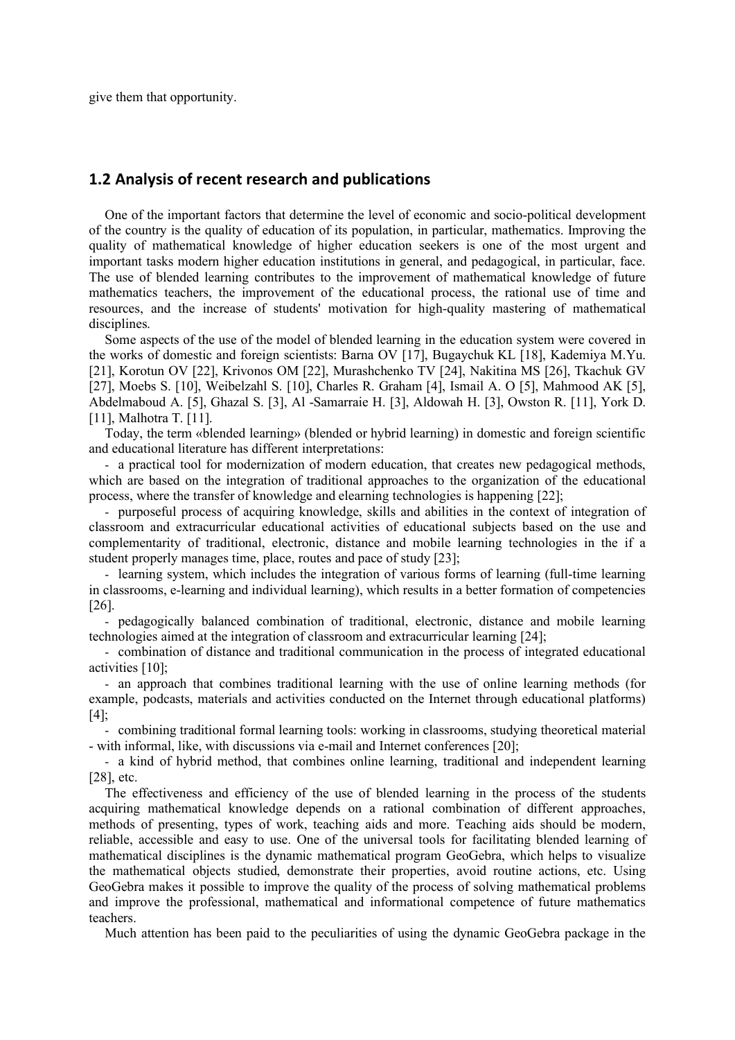give them that opportunity.

## 1.2 Analysis of recent research and publications

One of the important factors that determine the level of economic and socio-political development of the country is the quality of education of its population, in particular, mathematics. Improving the quality of mathematical knowledge of higher education seekers is one of the most urgent and important tasks modern higher education institutions in general, and pedagogical, in particular, face. The use of blended learning contributes to the improvement of mathematical knowledge of future mathematics teachers, the improvement of the educational process, the rational use of time and resources, and the increase of students' motivation for high-quality mastering of mathematical disciplines.

Some aspects of the use of the model of blended learning in the education system were covered in the works of domestic and foreign scientists: Barna OV [17], Bugaychuk KL [18], Kademiya M.Yu. [21], Korotun OV [22], Krivonos OM [22], Murashchenko TV [24], Nakitina MS [26], Tkachuk GV [27], Moebs S. [10], Weibelzahl S. [10], Charles R. Graham [4], Ismail A. O [5], Mahmood AK [5], Abdelmaboud A. [5], Ghazal S. [3], Al -Samarraie H. [3], Aldowah H. [3], Owston R. [11], York D. [11], Malhotra T. [11].

Today, the term «blended learning» (blended or hybrid learning) in domestic and foreign scientific and educational literature has different interpretations:

- a practical tool for modernization of modern education, that creates new pedagogical methods, which are based on the integration of traditional approaches to the organization of the educational process, where the transfer of knowledge and elearning technologies is happening [22];
- purposeful process of acquiring knowledge, skills and abilities in the context of integration of classroom and extracurricular educational activities of educational subjects based on the use and complementarity of traditional, electronic, distance and mobile learning technologies in the if a student properly manages time, place, routes and pace of study [23];
- learning system, which includes the integration of various forms of learning (full-time learning in classrooms, e-learning and individual learning), which results in a better formation of competencies [26].
- pedagogically balanced combination of traditional, electronic, distance and mobile learning technologies aimed at the integration of classroom and extracurricular learning [24];
- combination of distance and traditional communication in the process of integrated educational activities [10];
- an approach that combines traditional learning with the use of online learning methods (for example, podcasts, materials and activities conducted on the Internet through educational platforms) [4];
- combining traditional formal learning tools: working in classrooms, studying theoretical material - with informal, like, with discussions via e-mail and Internet conferences [20];
- a kind of hybrid method, that combines online learning, traditional and independent learning [28], etc.

The effectiveness and efficiency of the use of blended learning in the process of the students acquiring mathematical knowledge depends on a rational combination of different approaches, methods of presenting, types of work, teaching aids and more. Teaching aids should be modern, reliable, accessible and easy to use. One of the universal tools for facilitating blended learning of mathematical disciplines is the dynamic mathematical program GeoGebra, which helps to visualize the mathematical objects studied, demonstrate their properties, avoid routine actions, etc. Using GeoGebra makes it possible to improve the quality of the process of solving mathematical problems and improve the professional, mathematical and informational competence of future mathematics teachers.

Much attention has been paid to the peculiarities of using the dynamic GeoGebra package in the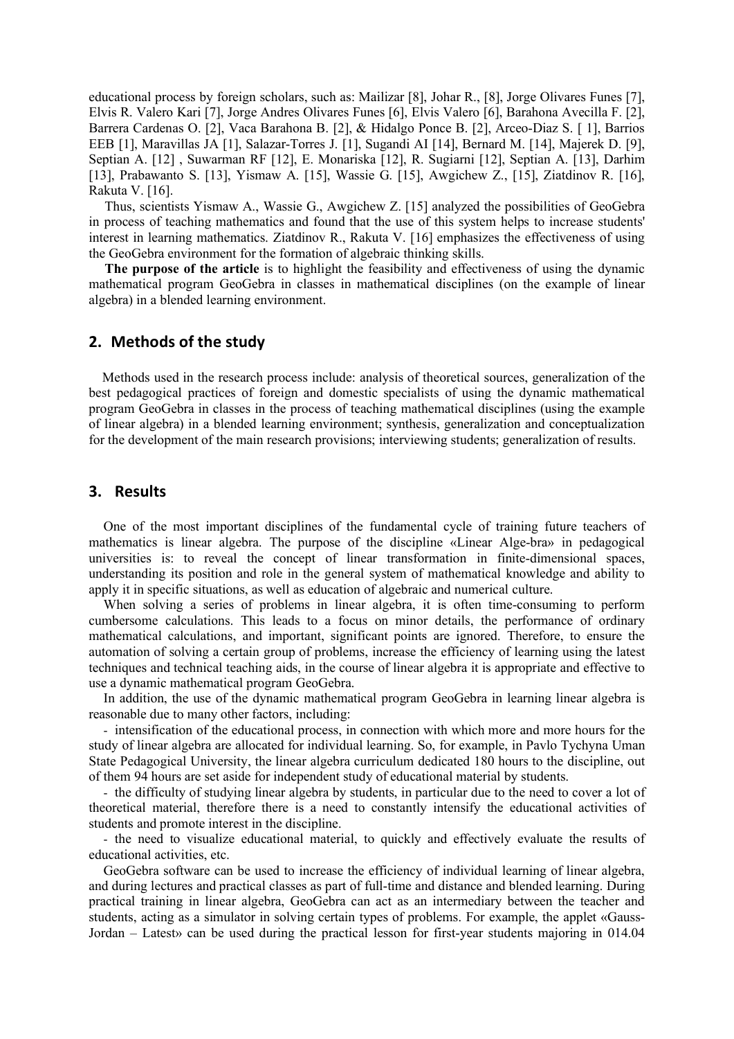educational process by foreign scholars, such as: Mailizar [8], Johar R., [8], Jorge Olivares Funes [7], Elvis R. Valero Kari [7], Jorge Andres Olivares Funes [6], Elvis Valero [6], Barahona Avecilla F. [2], Barrera Cardenas O. [2], Vaca Barahona B. [2], & Hidalgo Ponce B. [2], Arceo-Diaz S. [ 1], Barrios EEB [1], Maravillas JA [1], Salazar-Torres J. [1], Sugandi AI [14], Bernard M. [14], Majerek D. [9], Septian A. [12] , Suwarman RF [12], E. Monariska [12], R. Sugiarni [12], Septian A. [13], Darhim [13], Prabawanto S. [13], Yismaw A. [15], Wassie G. [15], Awgichew Z., [15], Ziatdinov R. [16], Rakuta V. [16].

Thus, scientists Yismaw A., Wassie G., Awgichew Z. [15] analyzed the possibilities of GeoGebra in process of teaching mathematics and found that the use of this system helps to increase students' interest in learning mathematics. Ziatdinov R., Rakuta V. [16] emphasizes the effectiveness of using the GeoGebra environment for the formation of algebraic thinking skills.

**The purpose of the article** is to highlight the feasibility and effectiveness of using the dynamic mathematical program GeoGebra in classes in mathematical disciplines (on the example of linear algebra) in a blended learning environment.

## 2. Methods of the study

Methods used in the research process include: analysis of theoretical sources, generalization of the best pedagogical practices of foreign and domestic specialists of using the dynamic mathematical program GeoGebra in classes in the process of teaching mathematical disciplines (using the example of linear algebra) in a blended learning environment; synthesis, generalization and conceptualization for the development of the main research provisions; interviewing students; generalization of results.

## 3. Results

One of the most important disciplines of the fundamental cycle of training future teachers of mathematics is linear algebra. The purpose of the discipline «Linear Alge-bra» in pedagogical universities is: to reveal the concept of linear transformation in finite-dimensional spaces, understanding its position and role in the general system of mathematical knowledge and ability to apply it in specific situations, as well as education of algebraic and numerical culture.

When solving a series of problems in linear algebra, it is often time-consuming to perform cumbersome calculations. This leads to a focus on minor details, the performance of ordinary mathematical calculations, and important, significant points are ignored. Therefore, to ensure the automation of solving a certain group of problems, increase the efficiency of learning using the latest techniques and technical teaching aids, in the course of linear algebra it is appropriate and effective to use a dynamic mathematical program GeoGebra.

In addition, the use of the dynamic mathematical program GeoGebra in learning linear algebra is reasonable due to many other factors, including:

- intensification of the educational process, in connection with which more and more hours for the study of linear algebra are allocated for individual learning. So, for example, in Pavlo Tychyna Uman State Pedagogical University, the linear algebra curriculum dedicated 180 hours to the discipline, out of them 94 hours are set aside for independent study of educational material by students.
- the difficulty of studying linear algebra by students, in particular due to the need to cover a lot of theoretical material, therefore there is a need to constantly intensify the educational activities of students and promote interest in the discipline.
- the need to visualize educational material, to quickly and effectively evaluate the results of educational activities, etc.

GeoGebra software can be used to increase the efficiency of individual learning of linear algebra, and during lectures and practical classes as part of full-time and distance and blended learning. During practical training in linear algebra, GeoGebra can act as an intermediary between the teacher and students, acting as a simulator in solving certain types of problems. For example, the applet «Gauss-Jordan – Latest» can be used during the practical lesson for first-year students majoring in 014.04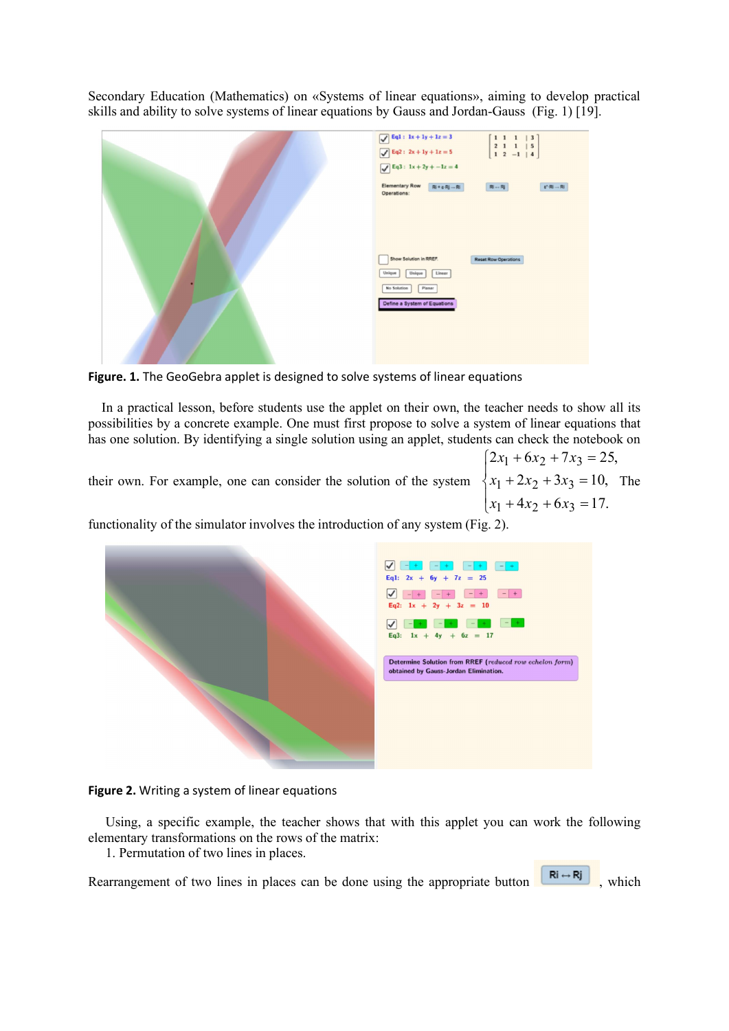Secondary Education (Mathematics) on «Systems of linear equations», aiming to develop practical skills and ability to solve systems of linear equations by Gauss and Jordan-Gauss (Fig. 1) [19].

**Figure. 1.** The GeoGebra applet is designed to solve systems of linear equations

In a practical lesson, before students use the applet on their own, the teacher needs to show all its possibilities by a concrete example. One must first propose to solve a system of linear equations that has one solution. By identifying a single solution using an applet, students can check the notebook on their own. For example, one can consider the solution of the system $\begin{cases} 2x_1 + 6x_2 + 7x_3 = 25, \\ x_1 + 2x_2 + 3x_3 = 10, \\ x_1 + 4x_2 + 6x_3 = 17. \end{cases}$ The functionality of the simulator involves the introduction of any system (Fig. 2).

**Figure 2.** Writing a system of linear equations

Using, a specific example, the teacher shows that with this applet you can work the following elementary transformations on the rows of the matrix:

1. Permutation of two lines in places.

Rearrangement of two lines in places can be done using the appropriate button Ri ↔ Rj, which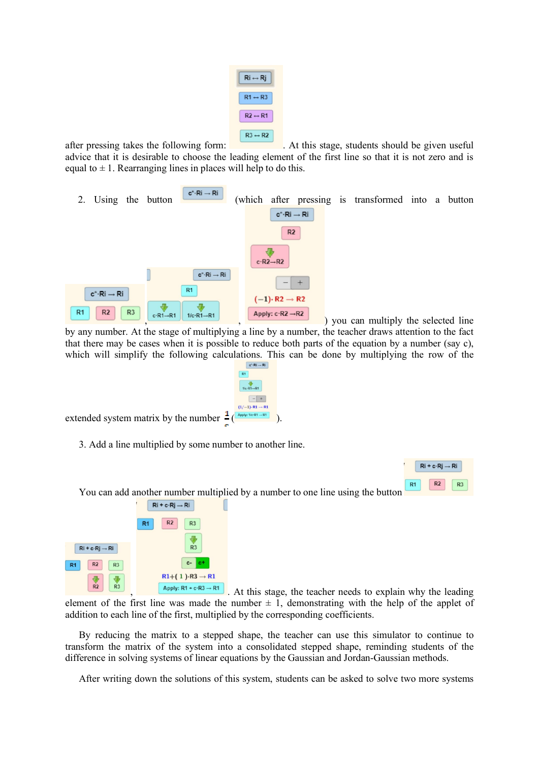after pressing takes the following form: . At this stage, students should be given useful advice that it is desirable to choose the leading element of the first line so that it is not zero and is equal to ± 1. Rearranging lines in places will help to do this.

2. Using the button (which after pressing is transformed into a button , , ) you can multiply the selected line by any number. At the stage of multiplying a line by a number, the teacher draws attention to the fact that there may be cases when it is possible to reduce both parts of the equation by a number (say c), which will simplify the following calculations. This can be done by multiplying the row of the extended system matrix by the number $\frac{1}{c}$ ( ).

3. Add a line multiplied by some number to another line.

You can add another number multiplied by a number to one line using the button , , . At this stage, the teacher needs to explain why the leading element of the first line was made the number ± 1, demonstrating with the help of the applet of addition to each line of the first, multiplied by the corresponding coefficients.

By reducing the matrix to a stepped shape, the teacher can use this simulator to continue to transform the matrix of the system into a consolidated stepped shape, reminding students of the difference in solving systems of linear equations by the Gaussian and Jordan-Gaussian methods.

After writing down the solutions of this system, students can be asked to solve two more systems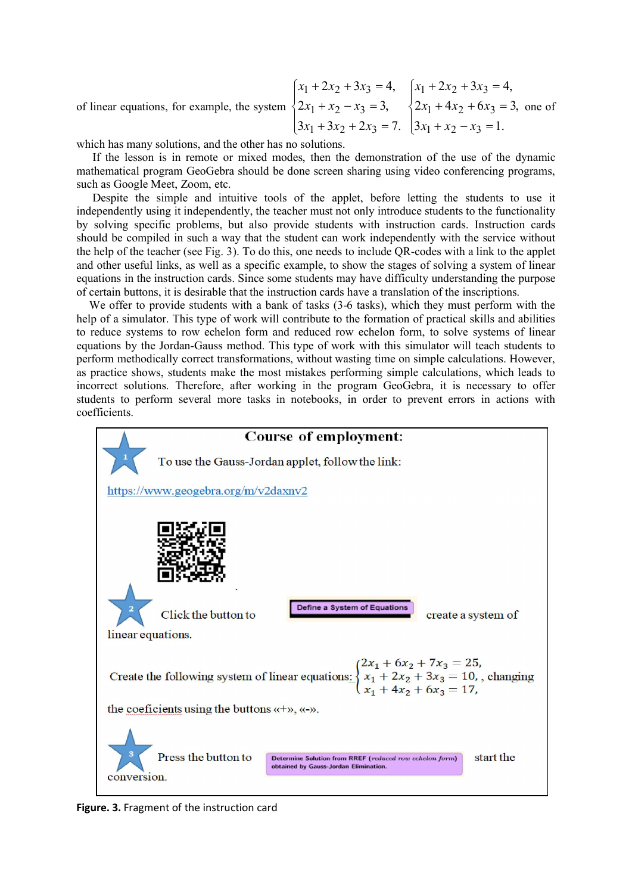of linear equations, for example, the system $\begin{cases} x_1 + 2x_2 + 3x_3 = 4, \\ 2x_1 + x_2 - x_3 = 3, \\ 3x_1 + 3x_2 + 2x_3 = 7. \end{cases}$ $\begin{cases} x_1 + 2x_2 + 3x_3 = 4, \\ 2x_1 + 4x_2 + 6x_3 = 3, \\ 3x_1 + x_2 - x_3 = 1. \end{cases}$ one of which has many solutions, and the other has no solutions.

If the lesson is in remote or mixed modes, then the demonstration of the use of the dynamic mathematical program GeoGebra should be done screen sharing using video conferencing programs, such as Google Meet, Zoom, etc.

Despite the simple and intuitive tools of the applet, before letting the students to use it independently using it independently, the teacher must not only introduce students to the functionality by solving specific problems, but also provide students with instruction cards. Instruction cards should be compiled in such a way that the student can work independently with the service without the help of the teacher (see Fig. 3). To do this, one needs to include QR-codes with a link to the applet and other useful links, as well as a specific example, to show the stages of solving a system of linear equations in the instruction cards. Since some students may have difficulty understanding the purpose of certain buttons, it is desirable that the instruction cards have a translation of the inscriptions.

We offer to provide students with a bank of tasks (3-6 tasks), which they must perform with the help of a simulator. This type of work will contribute to the formation of practical skills and abilities to reduce systems to row echelon form and reduced row echelon form, to solve systems of linear equations by the Jordan-Gauss method. This type of work with this simulator will teach students to perform methodically correct transformations, without wasting time on simple calculations. However, as practice shows, students make the most mistakes performing simple calculations, which leads to incorrect solutions. Therefore, after working in the program GeoGebra, it is necessary to offer students to perform several more tasks in notebooks, in order to prevent errors in actions with coefficients.

**Course of employment:**

1. To use the Gauss-Jordan applet, follow the link:

https://www.geogebra.org/m/v2daxnv2

2. Click the button to **Define a System of Equations** create a system of linear equations.

Create the following system of linear equations: $\begin{cases} 2x_1 + 6x_2 + 7x_3 = 25, \\ x_1 + 2x_2 + 3x_3 = 10, \\ x_1 + 4x_2 + 6x_3 = 17, \end{cases}$, changing the coeficients using the buttons «+», «-».

3. Press the button to **Determine Solution from RREF (*reduced row echelon form*) obtained by Gauss-Jordan Elimination.** start the conversion.

**Figure. 3.** Fragment of the instruction card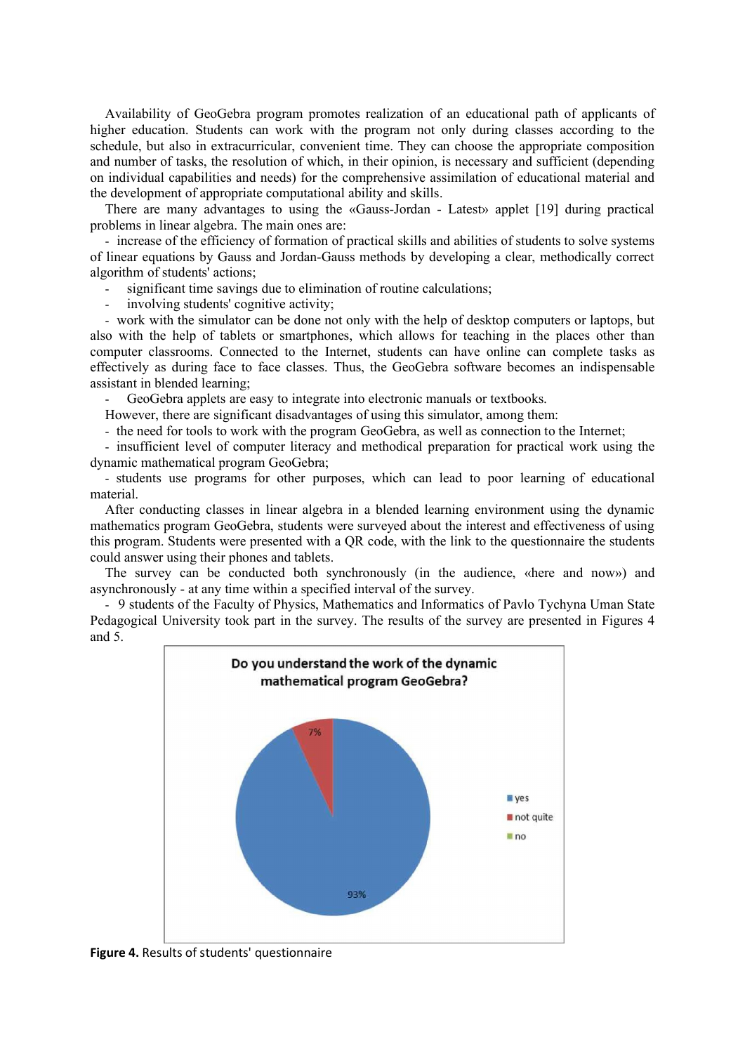Availability of GeoGebra program promotes realization of an educational path of applicants of higher education. Students can work with the program not only during classes according to the schedule, but also in extracurricular, convenient time. They can choose the appropriate composition and number of tasks, the resolution of which, in their opinion, is necessary and sufficient (depending on individual capabilities and needs) for the comprehensive assimilation of educational material and the development of appropriate computational ability and skills.

There are many advantages to using the «Gauss-Jordan - Latest» applet [19] during practical problems in linear algebra. The main ones are:

- increase of the efficiency of formation of practical skills and abilities of students to solve systems of linear equations by Gauss and Jordan-Gauss methods by developing a clear, methodically correct algorithm of students' actions;
- significant time savings due to elimination of routine calculations;
- involving students' cognitive activity;
- work with the simulator can be done not only with the help of desktop computers or laptops, but also with the help of tablets or smartphones, which allows for teaching in the places other than computer classrooms. Connected to the Internet, students can have online can complete tasks as effectively as during face to face classes. Thus, the GeoGebra software becomes an indispensable assistant in blended learning;
- GeoGebra applets are easy to integrate into electronic manuals or textbooks.

However, there are significant disadvantages of using this simulator, among them:

- the need for tools to work with the program GeoGebra, as well as connection to the Internet;
- insufficient level of computer literacy and methodical preparation for practical work using the dynamic mathematical program GeoGebra;
- students use programs for other purposes, which can lead to poor learning of educational material.

After conducting classes in linear algebra in a blended learning environment using the dynamic mathematics program GeoGebra, students were surveyed about the interest and effectiveness of using this program. Students were presented with a QR code, with the link to the questionnaire the students could answer using their phones and tablets.

The survey can be conducted both synchronously (in the audience, «here and now») and asynchronously - at any time within a specified interval of the survey.

- 9 students of the Faculty of Physics, Mathematics and Informatics of Pavlo Tychyna Uman State Pedagogical University took part in the survey. The results of the survey are presented in Figures 4 and 5.

**Do you understand the work of the dynamic mathematical program GeoGebra?**

| Answer | Share |
|---|---|
| yes | 93% |
| not quite | 7% |
| no | |

**Figure 4.** Results of students' questionnaire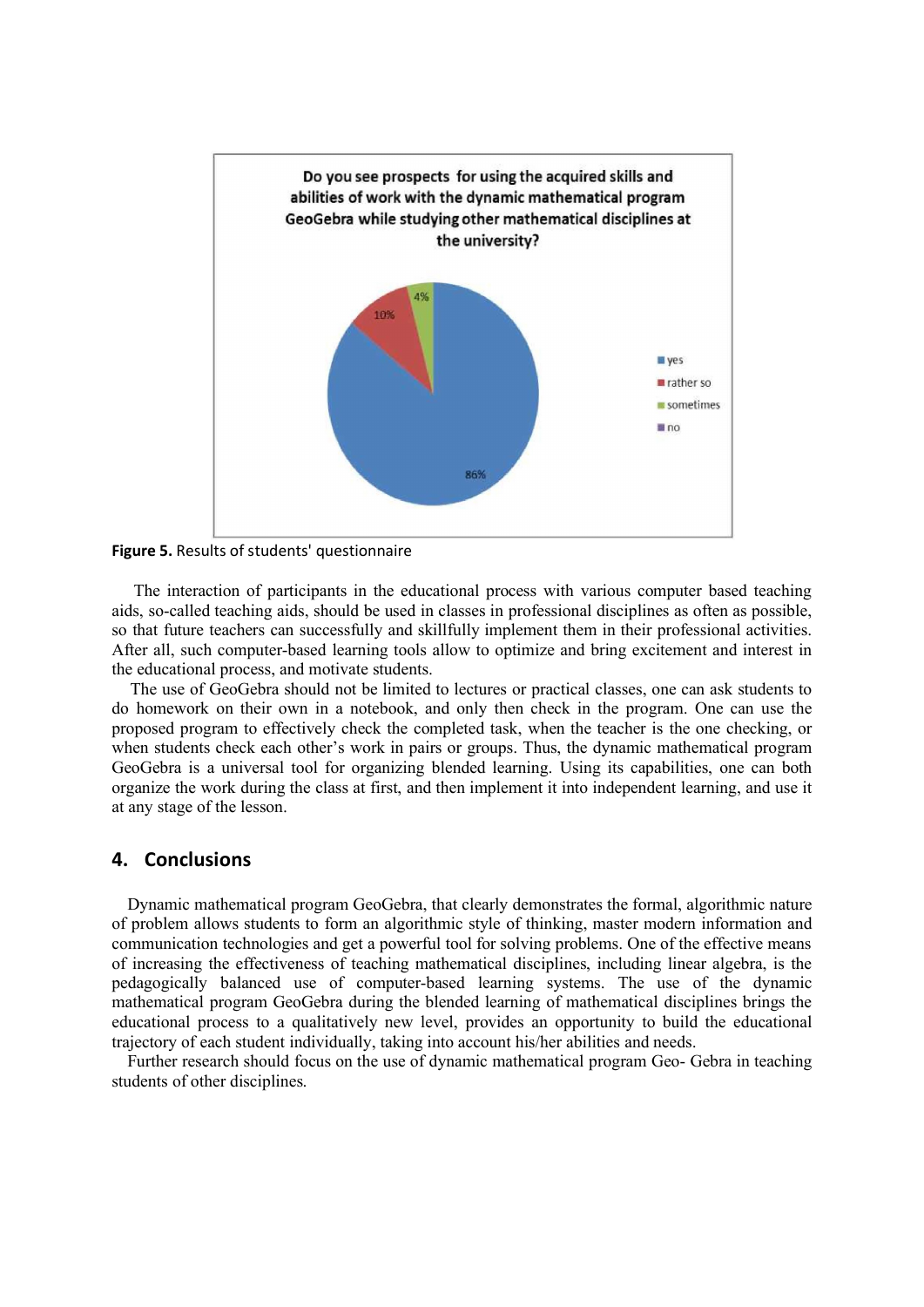**Figure 5.** Results of students' questionnaire

The interaction of participants in the educational process with various computer based teaching aids, so-called teaching aids, should be used in classes in professional disciplines as often as possible, so that future teachers can successfully and skillfully implement them in their professional activities. After all, such computer-based learning tools allow to optimize and bring excitement and interest in the educational process, and motivate students.

The use of GeoGebra should not be limited to lectures or practical classes, one can ask students to do homework on their own in a notebook, and only then check in the program. One can use the proposed program to effectively check the completed task, when the teacher is the one checking, or when students check each other's work in pairs or groups. Thus, the dynamic mathematical program GeoGebra is a universal tool for organizing blended learning. Using its capabilities, one can both organize the work during the class at first, and then implement it into independent learning, and use it at any stage of the lesson.

## 4. Conclusions

Dynamic mathematical program GeoGebra, that clearly demonstrates the formal, algorithmic nature of problem allows students to form an algorithmic style of thinking, master modern information and communication technologies and get a powerful tool for solving problems. One of the effective means of increasing the effectiveness of teaching mathematical disciplines, including linear algebra, is the pedagogically balanced use of computer-based learning systems. The use of the dynamic mathematical program GeoGebra during the blended learning of mathematical disciplines brings the educational process to a qualitatively new level, provides an opportunity to build the educational trajectory of each student individually, taking into account his/her abilities and needs.

Further research should focus on the use of dynamic mathematical program Geo- Gebra in teaching students of other disciplines.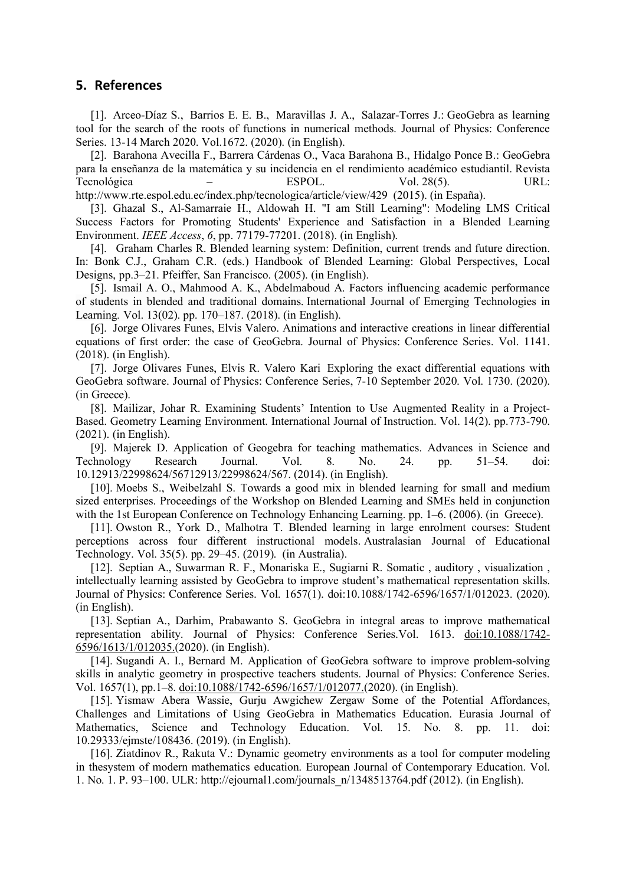## 5. References

[1]. Arceo-Díaz S., Barrios E. E. B., Maravillas J. A., Salazar-Torres J.: GeoGebra as learning tool for the search of the roots of functions in numerical methods. Journal of Physics: Conference Series. 13-14 March 2020. Vol.1672. (2020). (in English).

[2]. Barahona Avecilla F., Barrera Cárdenas O., Vaca Barahona B., Hidalgo Ponce B.: GeoGebra para la enseñanza de la matemática y su incidencia en el rendimiento académico estudiantil. Revista Tecnológica – ESPOL. Vol. 28(5). URL: http://www.rte.espol.edu.ec/index.php/tecnologica/article/view/429 (2015). (in España).

[3]. Ghazal S., Al-Samarraie H., Aldowah H. "I am Still Learning": Modeling LMS Critical Success Factors for Promoting Students' Experience and Satisfaction in a Blended Learning Environment. *IEEE Access*, *6*, pp. 77179-77201. (2018). (in English).

[4]. Graham Charles R. Blended learning system: Definition, current trends and future direction. In: Bonk C.J., Graham C.R. (eds.) Handbook of Blended Learning: Global Perspectives, Local Designs, pp.3–21. Pfeiffer, San Francisco. (2005). (in English).

[5]. Ismail A. O., Mahmood A. K., Abdelmaboud A. Factors influencing academic performance of students in blended and traditional domains. International Journal of Emerging Technologies in Learning. Vol. 13(02). pp. 170–187. (2018). (in English).

[6]. Jorge Olivares Funes, Elvis Valero. Animations and interactive creations in linear differential equations of first order: the case of GeoGebra. Journal of Physics: Conference Series. Vol. 1141. (2018). (in English).

[7]. Jorge Olivares Funes, Elvis R. Valero Kari Exploring the exact differential equations with GeoGebra software. Journal of Physics: Conference Series, 7-10 September 2020. Vol. 1730. (2020). (in Greece).

[8]. Mailizar, Johar R. Examining Students' Intention to Use Augmented Reality in a Project-Based. Geometry Learning Environment. International Journal of Instruction. Vol. 14(2). pp.773-790. (2021). (in English).

[9]. Majerek D. Application of Geogebra for teaching mathematics. Advances in Science and Technology Research Journal. Vol. 8. No. 24. pp. 51–54. doi: 10.12913/22998624/56712913/22998624/567. (2014). (in English).

[10]. Moebs S., Weibelzahl S. Towards a good mix in blended learning for small and medium sized enterprises. Proceedings of the Workshop on Blended Learning and SMEs held in conjunction with the 1st European Conference on Technology Enhancing Learning. pp. 1–6. (2006). (in Greece).

[11]. Owston R., York D., Malhotra T. Blended learning in large enrolment courses: Student perceptions across four different instructional models. Australasian Journal of Educational Technology. Vol. 35(5). pp. 29–45. (2019). (in Australia).

[12]. Septian A., Suwarman R. F., Monariska E., Sugiarni R. Somatic , auditory , visualization , intellectually learning assisted by GeoGebra to improve student's mathematical representation skills. Journal of Physics: Conference Series. Vol. 1657(1). doi:10.1088/1742-6596/1657/1/012023. (2020). (in English).

[13]. Septian A., Darhim, Prabawanto S. GeoGebra in integral areas to improve mathematical representation ability. Journal of Physics: Conference Series.Vol. 1613. doi:10.1088/1742-6596/1613/1/012035.(2020). (in English).

[14]. Sugandi A. I., Bernard M. Application of GeoGebra software to improve problem-solving skills in analytic geometry in prospective teachers students. Journal of Physics: Conference Series. Vol. 1657(1), pp.1–8. doi:10.1088/1742-6596/1657/1/012077.(2020). (in English).

[15]. Yismaw Abera Wassie, Gurju Awgichew Zergaw Some of the Potential Affordances, Challenges and Limitations of Using GeoGebra in Mathematics Education. Eurasia Journal of Mathematics, Science and Technology Education. Vol. 15. No. 8. pp. 11. doi: 10.29333/ejmste/108436. (2019). (in English).

[16]. Ziatdinov R., Rakuta V.: Dynamic geometry environments as a tool for computer modeling in thesystem of modern mathematics education. European Journal of Contemporary Education. Vol. 1. No. 1. P. 93–100. ULR: http://ejournal1.com/journals_n/1348513764.pdf (2012). (in English).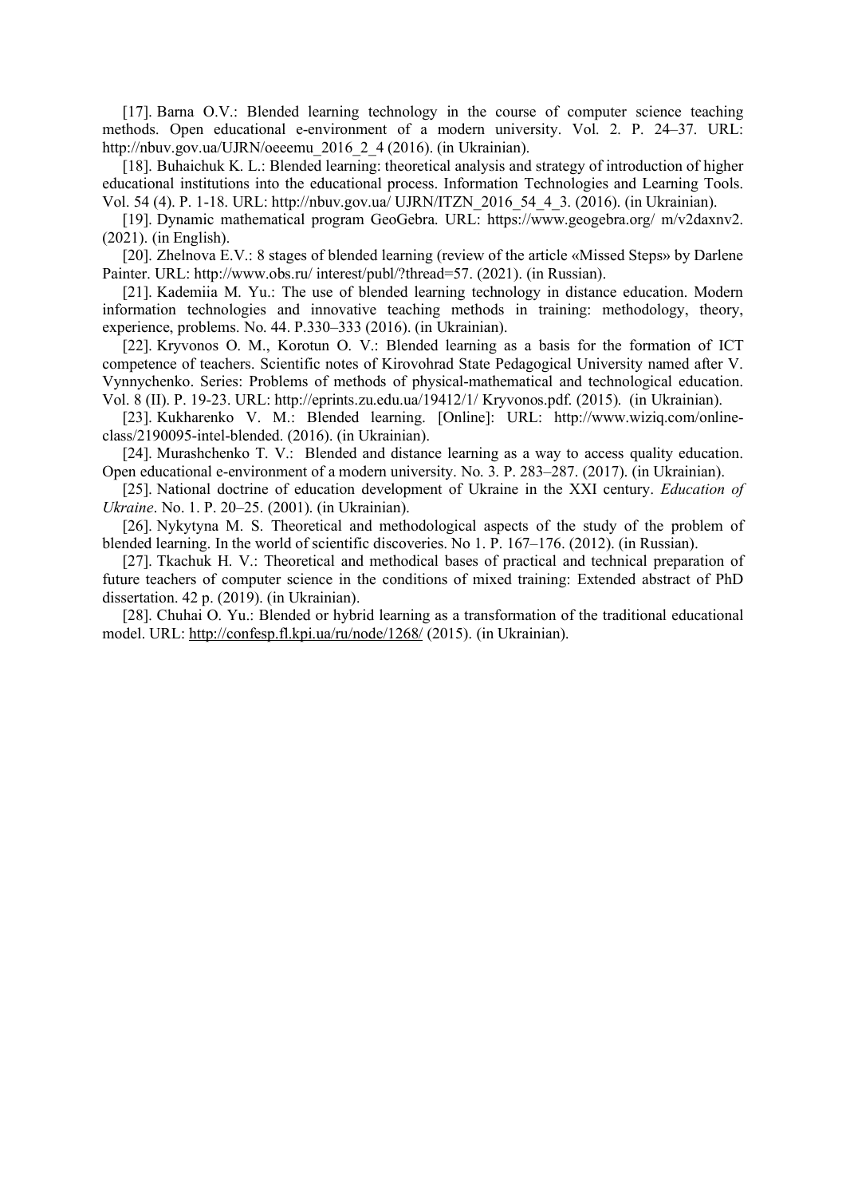[17]. Barna O.V.: Blended learning technology in the course of computer science teaching methods. Open educational e-environment of a modern university. Vol. 2. P. 24–37. URL: http://nbuv.gov.ua/UJRN/oeeemu_2016_2_4 (2016). (in Ukrainian).

[18]. Buhaichuk K. L.: Blended learning: theoretical analysis and strategy of introduction of higher educational institutions into the educational process. Information Technologies and Learning Tools. Vol. 54 (4). P. 1-18. URL: http://nbuv.gov.ua/ UJRN/ITZN_2016_54_4_3. (2016). (in Ukrainian).

[19]. Dynamic mathematical program GeoGebra. URL: https://www.geogebra.org/ m/v2daxnv2. (2021). (in English).

[20]. Zhelnova E.V.: 8 stages of blended learning (review of the article «Missed Steps» by Darlene Painter. URL: http://www.obs.ru/ interest/publ/?thread=57. (2021). (in Russian).

[21]. Kademiia M. Yu.: The use of blended learning technology in distance education. Modern information technologies and innovative teaching methods in training: methodology, theory, experience, problems. No. 44. P.330–333 (2016). (in Ukrainian).

[22]. Kryvonos O. M., Korotun O. V.: Blended learning as a basis for the formation of ICT competence of teachers. Scientific notes of Kirovohrad State Pedagogical University named after V. Vynnychenko. Series: Problems of methods of physical-mathematical and technological education. Vol. 8 (II). P. 19-23. URL: http://eprints.zu.edu.ua/19412/1/ Kryvonos.pdf. (2015). (in Ukrainian).

[23]. Kukharenko V. M.: Blended learning. [Online]: URL: http://www.wiziq.com/online-class/2190095-intel-blended. (2016). (in Ukrainian).

[24]. Murashchenko T. V.: Blended and distance learning as a way to access quality education. Open educational e-environment of a modern university. No. 3. P. 283–287. (2017). (in Ukrainian).

[25]. National doctrine of education development of Ukraine in the XXI century. *Education of Ukraine*. No. 1. P. 20–25. (2001). (in Ukrainian).

[26]. Nykytyna M. S. Theoretical and methodological aspects of the study of the problem of blended learning. In the world of scientific discoveries. No 1. P. 167–176. (2012). (in Russian).

[27]. Tkachuk H. V.: Theoretical and methodical bases of practical and technical preparation of future teachers of computer science in the conditions of mixed training: Extended abstract of PhD dissertation. 42 p. (2019). (in Ukrainian).

[28]. Chuhai O. Yu.: Blended or hybrid learning as a transformation of the traditional educational model. URL: http://confesp.fl.kpi.ua/ru/node/1268/ (2015). (in Ukrainian).